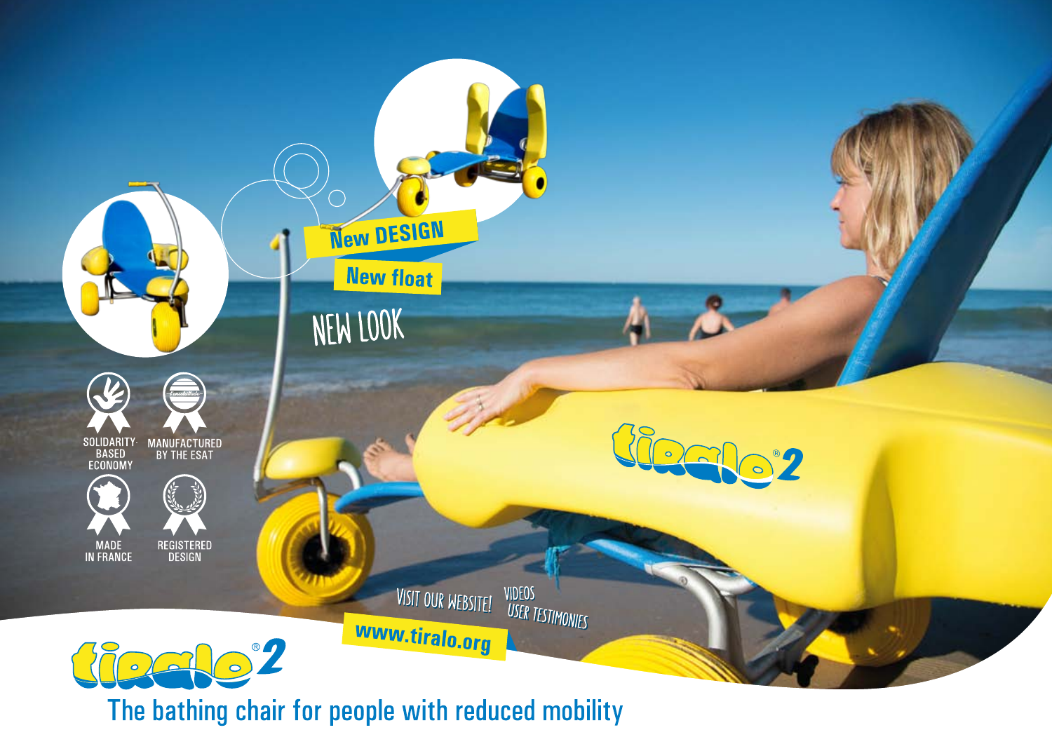# tiralo® 2

## The bathing chair for people with reduced mobility

**New DESIGN**

**New float**

NEW LOOK

SOLIDARITY-BASED ECONOMY

MANUFACTURED BY THE ESAT

MADE IN FRANCE

REGISTERED DESIGN

VISIT OUR WEBSITE!

VIDEOS

USER TESTIMONIES

**www.tiralo.org**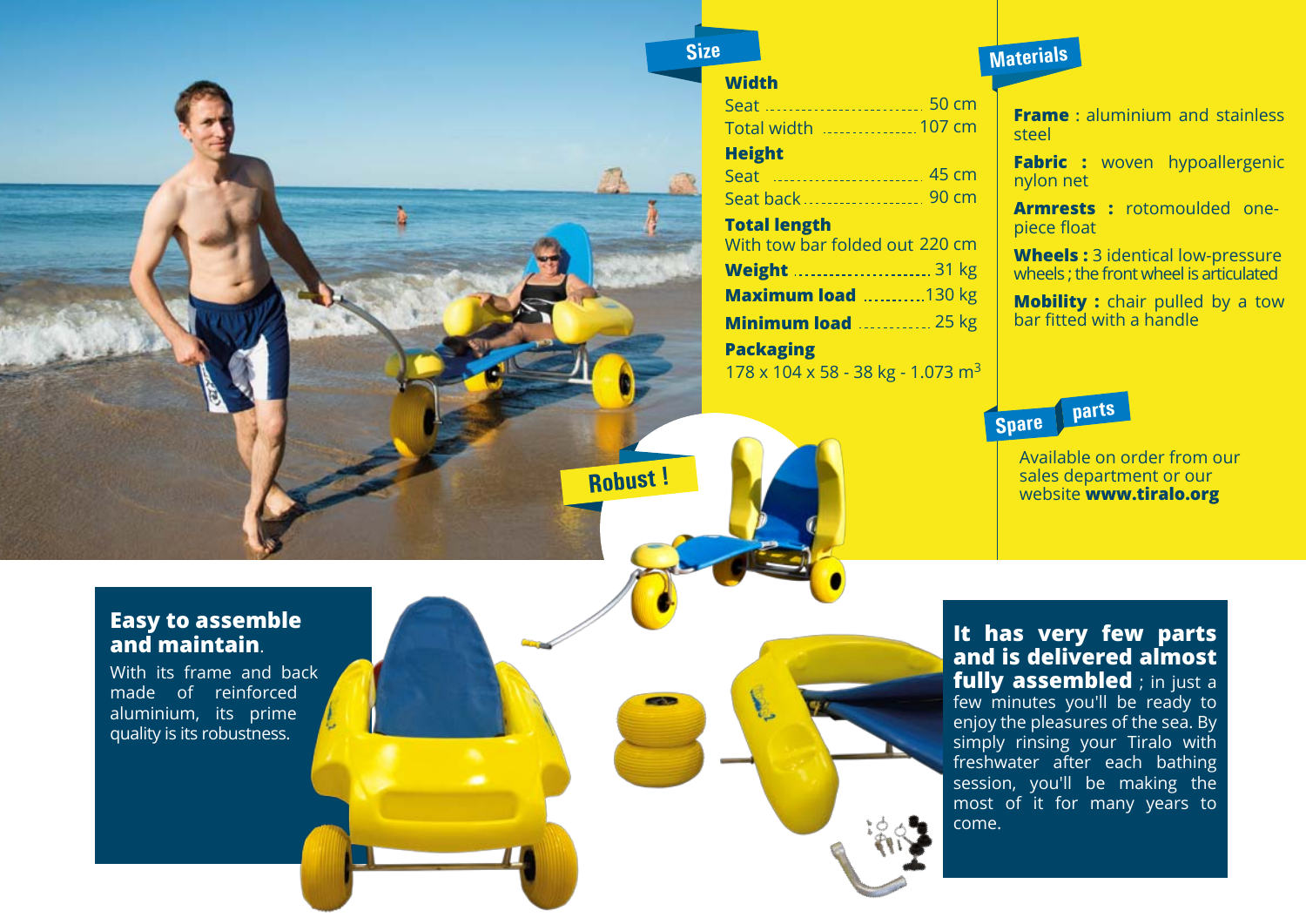## Size

**Width**

Seat ............................ 50 cm
Total width ................. 107 cm

**Height**

Seat ............................ 45 cm
Seat back ...................... 90 cm

**Total length**

With tow bar folded out 220 cm

**Weight** ......................... 31 kg

**Maximum load** ...........130 kg

**Minimum load** ............. 25 kg

**Packaging**

178 x 104 x 58 - 38 kg - 1.073 m$^3$

## Materials

**Frame** : aluminium and stainless steel

**Fabric** : woven hypoallergenic nylon net

**Armrests** : rotomoulded one-piece float

**Wheels :** 3 identical low-pressure wheels ; the front wheel is articulated

**Mobility :** chair pulled by a tow bar fitted with a handle

## Spare parts

Available on order from our sales department or our website **www.tiralo.org**

## Robust !

**Easy to assemble and maintain**.

With its frame and back made of reinforced aluminium, its prime quality is its robustness.

**It has very few parts and is delivered almost fully assembled** ; in just a few minutes you'll be ready to enjoy the pleasures of the sea. By simply rinsing your Tiralo with freshwater after each bathing session, you'll be making the most of it for many years to come.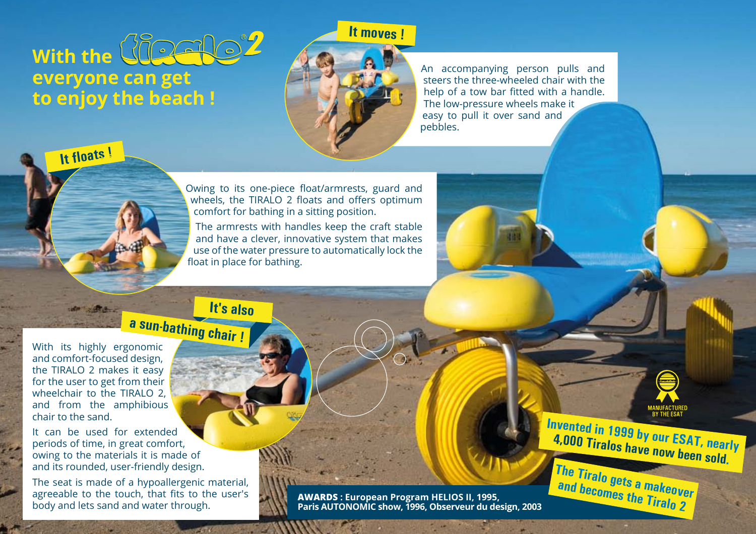# With the tiralo®2 everyone can get to enjoy the beach !

## It moves !

An accompanying person pulls and steers the three-wheeled chair with the help of a tow bar fitted with a handle. The low-pressure wheels make it easy to pull it over sand and pebbles.

## It floats !

Owing to its one-piece float/armrests, guard and wheels, the TIRALO 2 floats and offers optimum comfort for bathing in a sitting position.

The armrests with handles keep the craft stable and have a clever, innovative system that makes use of the water pressure to automatically lock the float in place for bathing.

## It's also a sun-bathing chair !

With its highly ergonomic and comfort-focused design, the TIRALO 2 makes it easy for the user to get from their wheelchair to the TIRALO 2, and from the amphibious chair to the sand.

It can be used for extended periods of time, in great comfort, owing to the materials it is made of and its rounded, user-friendly design.

The seat is made of a hypoallergenic material, agreeable to the touch, that fits to the user's body and lets sand and water through.

**AWARDS : European Program HELIOS II, 1995, Paris AUTONOMIC show, 1996, Observeur du design, 2003**

MANUFACTURED BY THE ESAT

**Invented in 1999 by our ESAT, nearly 4,000 Tiralos have now been sold.**

**The Tiralo gets a makeover and becomes the Tiralo 2**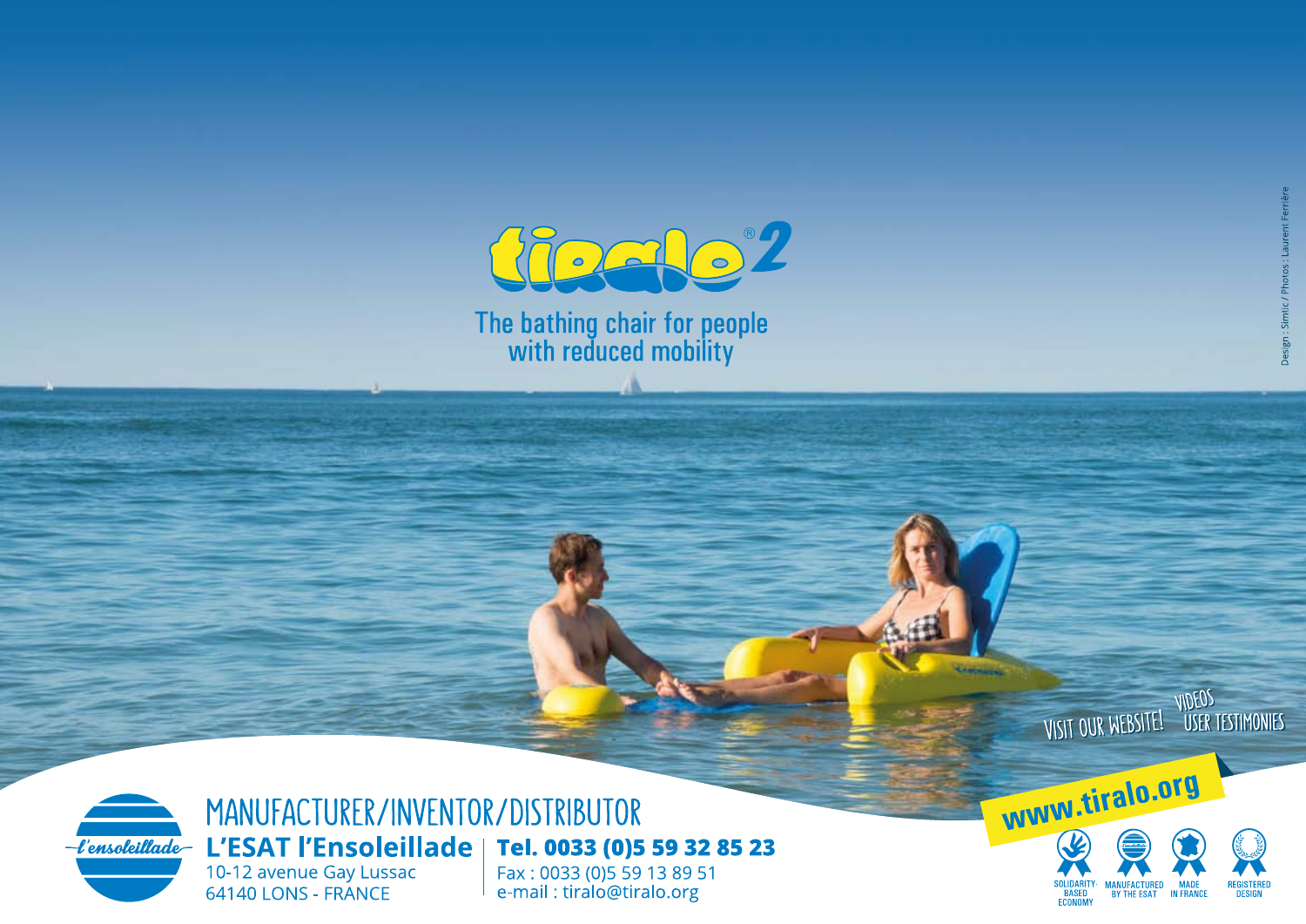# tiralo® 2

## The bathing chair for people with reduced mobility

VISIT OUR WEBSITE!

VIDEOS
USER TESTIMONIES

**www.tiralo.org**

## MANUFACTURER/INVENTOR/DISTRIBUTOR

**L'ESAT l'Ensoleillade**
10-12 avenue Gay Lussac
64140 LONS - FRANCE

**Tel. 0033 (0)5 59 32 85 23**
Fax : 0033 (0)5 59 13 89 51
e-mail : tiralo@tiralo.org

SOLIDARITY-BASED ECONOMY
MANUFACTURED BY THE ESAT
MADE IN FRANCE
REGISTERED DESIGN

Design : Simtic / Photos : Laurent Ferrière